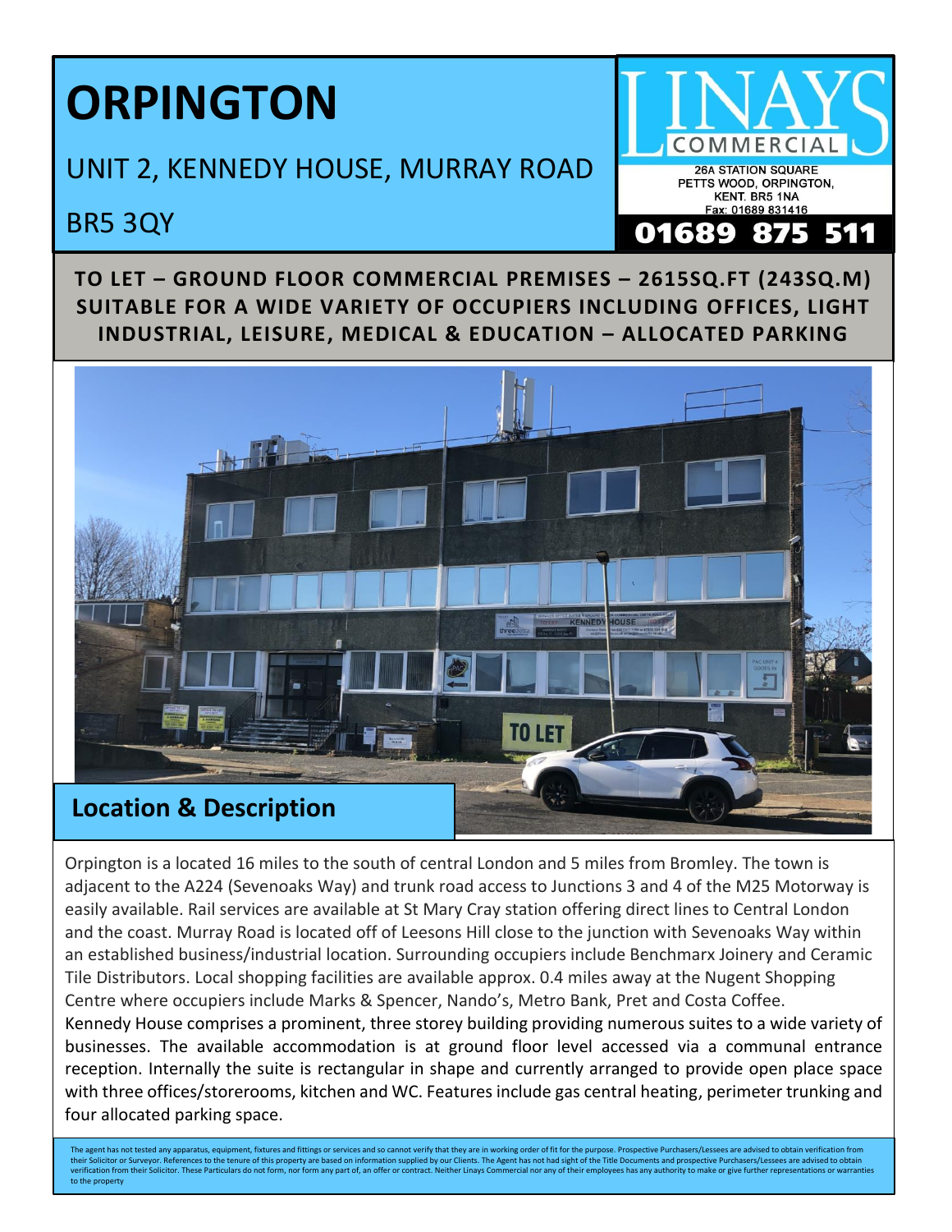# ORPINGTON

UNIT 2, KENNEDY HOUSE, MURRAY ROAD

BR5 3QY

LINAYS COMMERCIAL
26A STATION SQUARE
PETTS WOOD, ORPINGTON,
KENT. BR5 1NA
Fax: 01689 831416
**01689 875 511**

**TO LET – GROUND FLOOR COMMERCIAL PREMISES – 2615SQ.FT (243SQ.M) SUITABLE FOR A WIDE VARIETY OF OCCUPIERS INCLUDING OFFICES, LIGHT INDUSTRIAL, LEISURE, MEDICAL & EDUCATION – ALLOCATED PARKING**

## Location & Description

Orpington is a located 16 miles to the south of central London and 5 miles from Bromley. The town is adjacent to the A224 (Sevenoaks Way) and trunk road access to Junctions 3 and 4 of the M25 Motorway is easily available. Rail services are available at St Mary Cray station offering direct lines to Central London and the coast. Murray Road is located off of Leesons Hill close to the junction with Sevenoaks Way within an established business/industrial location. Surrounding occupiers include Benchmarx Joinery and Ceramic Tile Distributors. Local shopping facilities are available approx. 0.4 miles away at the Nugent Shopping Centre where occupiers include Marks & Spencer, Nando's, Metro Bank, Pret and Costa Coffee.

Kennedy House comprises a prominent, three storey building providing numerous suites to a wide variety of businesses. The available accommodation is at ground floor level accessed via a communal entrance reception. Internally the suite is rectangular in shape and currently arranged to provide open place space with three offices/storerooms, kitchen and WC. Features include gas central heating, perimeter trunking and four allocated parking space.

The agent has not tested any apparatus, equipment, fixtures and fittings or services and so cannot verify that they are in working order of fit for the purpose. Prospective Purchasers/Lessees are advised to obtain verification from their Solicitor or Surveyor. References to the tenure of this property are based on information supplied by our Clients. The Agent has not had sight of the Title Documents and prospective Purchasers/Lessees are advised to obtain verification from their Solicitor. These Particulars do not form, nor form any part of, an offer or contract. Neither Linays Commercial nor any of their employees has any authority to make or give further representations or warranties to the property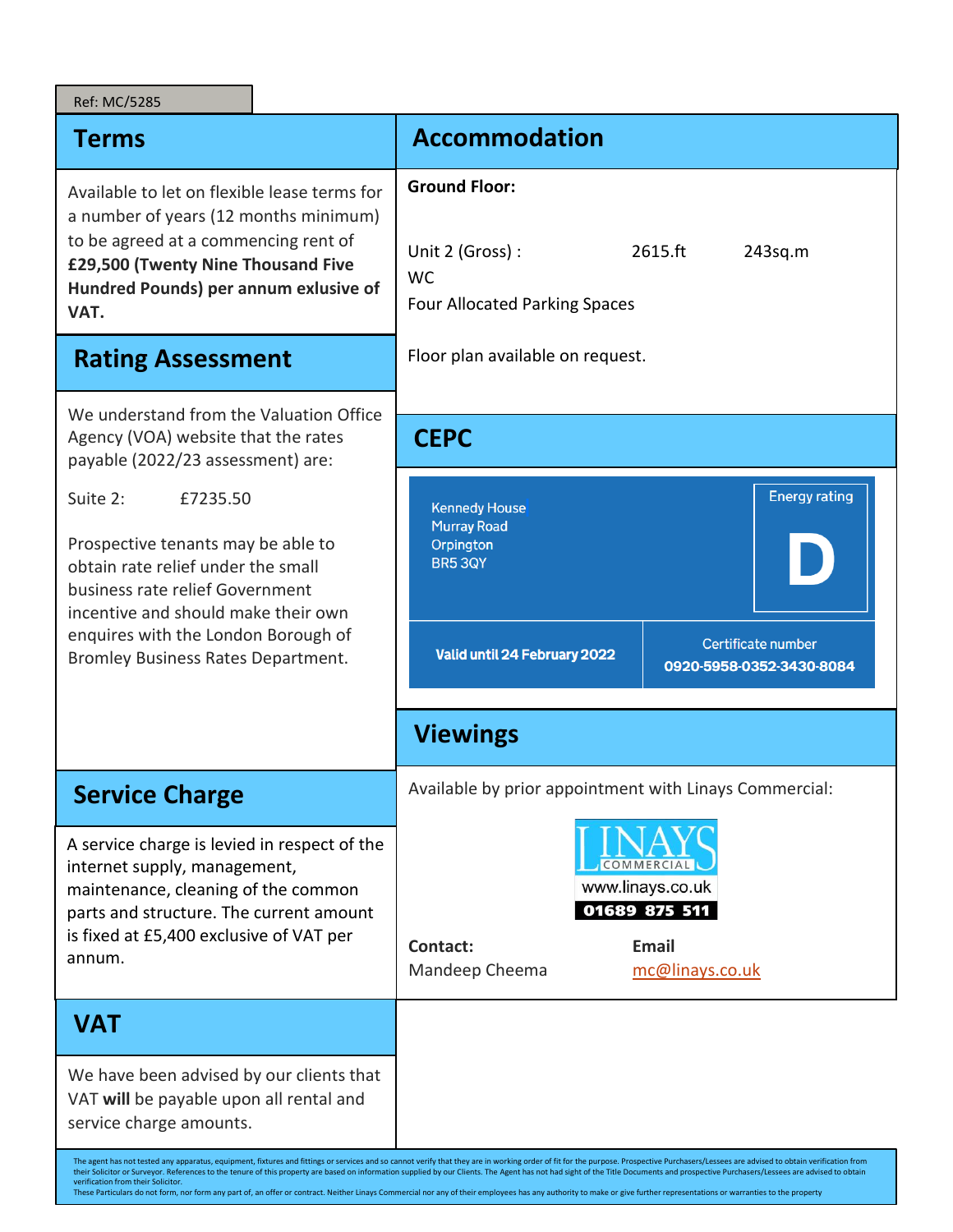Ref: MC/5285

## Terms

Available to let on flexible lease terms for a number of years (12 months minimum) to be agreed at a commencing rent of **£29,500 (Twenty Nine Thousand Five Hundred Pounds) per annum exclusive of VAT.**

## Rating Assessment

We understand from the Valuation Office Agency (VOA) website that the rates payable (2022/23 assessment) are:

Suite 2: £7235.50

Prospective tenants may be able to obtain rate relief under the small business rate relief Government incentive and should make their own enquires with the London Borough of Bromley Business Rates Department.

## Service Charge

A service charge is levied in respect of the internet supply, management, maintenance, cleaning of the common parts and structure. The current amount is fixed at £5,400 exclusive of VAT per annum.

## VAT

We have been advised by our clients that VAT **will** be payable upon all rental and service charge amounts.

## Accommodation

**Ground Floor:**

| | | |
|---|---|---|
| Unit 2 (Gross) : | 2615.ft | 243sq.m |
| WC | | |
| Four Allocated Parking Spaces | | |

Floor plan available on request.

## CEPC

Kennedy House
Murray Road
Orpington
BR5 3QY

Energy rating
D

**Valid until 24 February 2022**

Certificate number
**0920-5958-0352-3430-8084**

## Viewings

Available by prior appointment with Linays Commercial:

LINAYS COMMERCIAL
www.linays.co.uk
01689 875 511

| **Contact:** | **Email** |
|---|---|
| Mandeep Cheema | mc@linays.co.uk |

The agent has not tested any apparatus, equipment, fixtures and fittings or services and so cannot verify that they are in working order of fit for the purpose. Prospective Purchasers/Lessees are advised to obtain verification from their Solicitor or Surveyor. References to the tenure of this property are based on information supplied by our Clients. The Agent has not had sight of the Title Documents and prospective Purchasers/Lessees are advised to obtain verification from their Solicitor.
These Particulars do not form, nor form any part of, an offer or contract. Neither Linays Commercial nor any of their employees has any authority to make or give further representations or warranties to the property